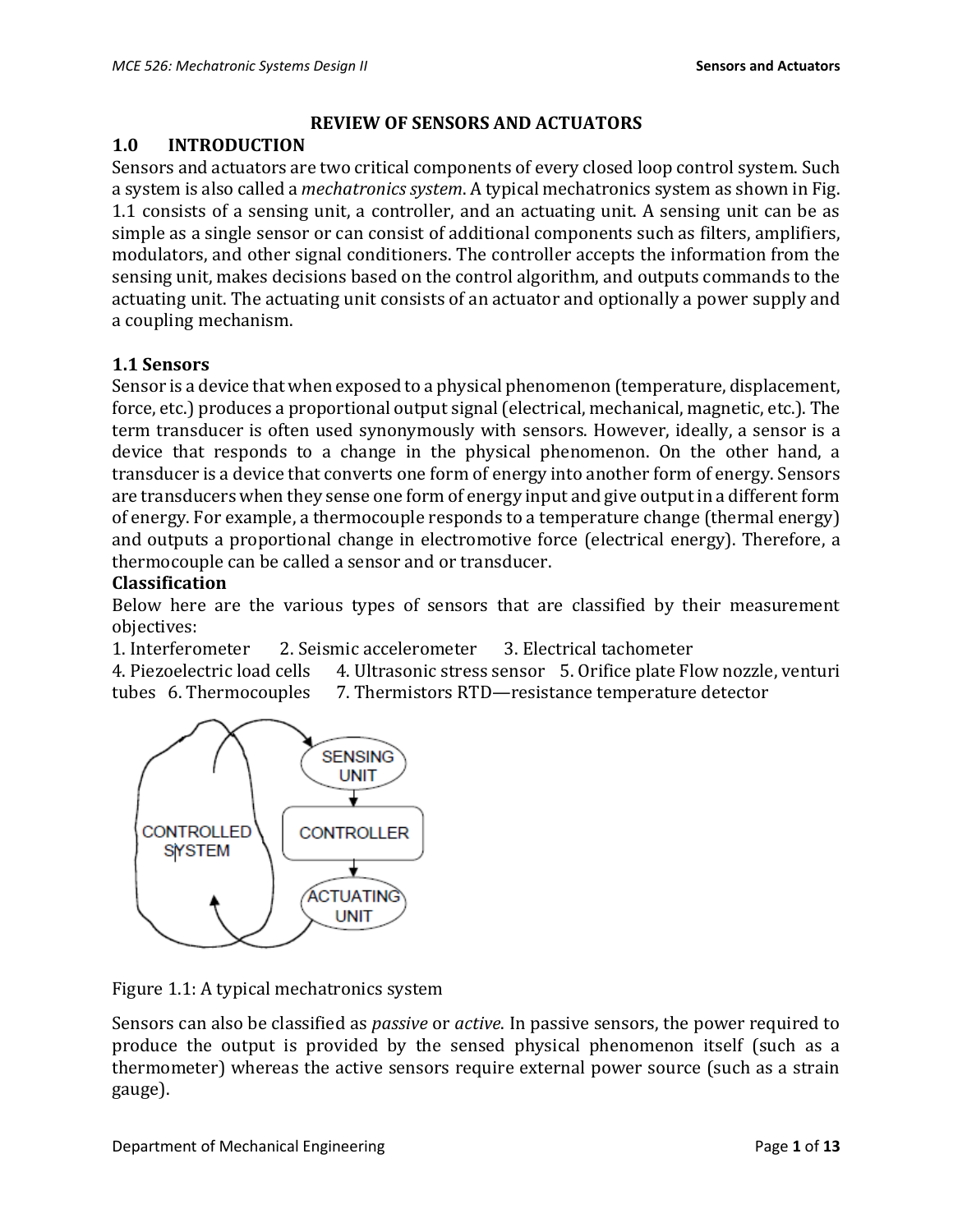# REVIEW OF SENSORS AND ACTUATORS

## 1.0 INTRODUCTION

Sensors and actuators are two critical components of every closed loop control system. Such a system is also called a *mechatronics system*. A typical mechatronics system as shown in Fig. 1.1 consists of a sensing unit, a controller, and an actuating unit. A sensing unit can be as simple as a single sensor or can consist of additional components such as filters, amplifiers, modulators, and other signal conditioners. The controller accepts the information from the sensing unit, makes decisions based on the control algorithm, and outputs commands to the actuating unit. The actuating unit consists of an actuator and optionally a power supply and a coupling mechanism.

### 1.1 Sensors

Sensor is a device that when exposed to a physical phenomenon (temperature, displacement, force, etc.) produces a proportional output signal (electrical, mechanical, magnetic, etc.). The term transducer is often used synonymously with sensors. However, ideally, a sensor is a device that responds to a change in the physical phenomenon. On the other hand, a transducer is a device that converts one form of energy into another form of energy. Sensors are transducers when they sense one form of energy input and give output in a different form of energy. For example, a thermocouple responds to a temperature change (thermal energy) and outputs a proportional change in electromotive force (electrical energy). Therefore, a thermocouple can be called a sensor and or transducer.

**Classification**

Below here are the various types of sensors that are classified by their measurement objectives:

1. Interferometer 2. Seismic accelerometer 3. Electrical tachometer
4. Piezoelectric load cells 4. Ultrasonic stress sensor 5. Orifice plate Flow nozzle, venturi tubes 6. Thermocouples 7. Thermistors RTD—resistance temperature detector

Figure 1.1: A typical mechatronics system

Sensors can also be classified as *passive* or *active*. In passive sensors, the power required to produce the output is provided by the sensed physical phenomenon itself (such as a thermometer) whereas the active sensors require external power source (such as a strain gauge).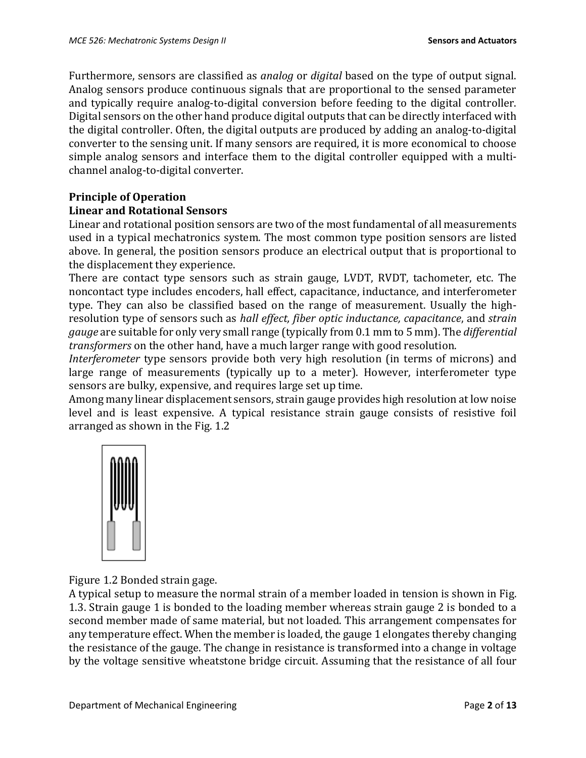Furthermore, sensors are classified as *analog* or *digital* based on the type of output signal. Analog sensors produce continuous signals that are proportional to the sensed parameter and typically require analog-to-digital conversion before feeding to the digital controller. Digital sensors on the other hand produce digital outputs that can be directly interfaced with the digital controller. Often, the digital outputs are produced by adding an analog-to-digital converter to the sensing unit. If many sensors are required, it is more economical to choose simple analog sensors and interface them to the digital controller equipped with a multi-channel analog-to-digital converter.

**Principle of Operation**

**Linear and Rotational Sensors**

Linear and rotational position sensors are two of the most fundamental of all measurements used in a typical mechatronics system. The most common type position sensors are listed above. In general, the position sensors produce an electrical output that is proportional to the displacement they experience.

There are contact type sensors such as strain gauge, LVDT, RVDT, tachometer, etc. The noncontact type includes encoders, hall effect, capacitance, inductance, and interferometer type. They can also be classified based on the range of measurement. Usually the high-resolution type of sensors such as *hall effect, fiber optic inductance, capacitance*, and *strain gauge* are suitable for only very small range (typically from 0.1 mm to 5 mm). The *differential transformers* on the other hand, have a much larger range with good resolution.

*Interferometer* type sensors provide both very high resolution (in terms of microns) and large range of measurements (typically up to a meter). However, interferometer type sensors are bulky, expensive, and requires large set up time.

Among many linear displacement sensors, strain gauge provides high resolution at low noise level and is least expensive. A typical resistance strain gauge consists of resistive foil arranged as shown in the Fig. 1.2

Figure 1.2 Bonded strain gage.

A typical setup to measure the normal strain of a member loaded in tension is shown in Fig. 1.3. Strain gauge 1 is bonded to the loading member whereas strain gauge 2 is bonded to a second member made of same material, but not loaded. This arrangement compensates for any temperature effect. When the member is loaded, the gauge 1 elongates thereby changing the resistance of the gauge. The change in resistance is transformed into a change in voltage by the voltage sensitive wheatstone bridge circuit. Assuming that the resistance of all four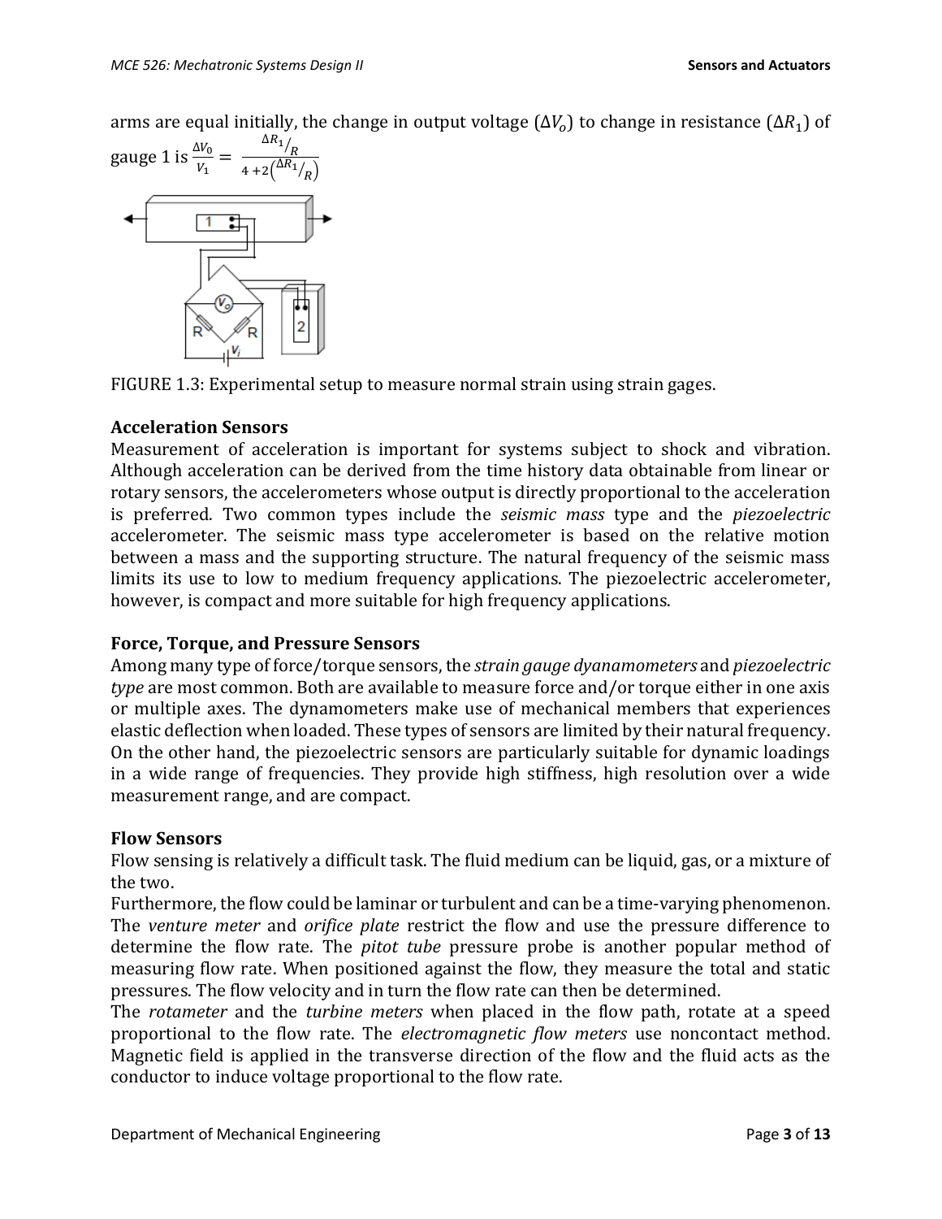arms are equal initially, the change in output voltage ($\Delta V_o$) to change in resistance ($\Delta R_1$) of gauge 1 is $\frac{\Delta V_0}{V_1} = \frac{\Delta R_1/R}{4+2\left(\Delta R_1/R\right)}$

FIGURE 1.3: Experimental setup to measure normal strain using strain gages.

### Acceleration Sensors

Measurement of acceleration is important for systems subject to shock and vibration. Although acceleration can be derived from the time history data obtainable from linear or rotary sensors, the accelerometers whose output is directly proportional to the acceleration is preferred. Two common types include the *seismic mass* type and the *piezoelectric* accelerometer. The seismic mass type accelerometer is based on the relative motion between a mass and the supporting structure. The natural frequency of the seismic mass limits its use to low to medium frequency applications. The piezoelectric accelerometer, however, is compact and more suitable for high frequency applications.

### Force, Torque, and Pressure Sensors

Among many type of force/torque sensors, the *strain gauge dyanamometers* and *piezoelectric type* are most common. Both are available to measure force and/or torque either in one axis or multiple axes. The dynamometers make use of mechanical members that experiences elastic deflection when loaded. These types of sensors are limited by their natural frequency. On the other hand, the piezoelectric sensors are particularly suitable for dynamic loadings in a wide range of frequencies. They provide high stiffness, high resolution over a wide measurement range, and are compact.

### Flow Sensors

Flow sensing is relatively a difficult task. The fluid medium can be liquid, gas, or a mixture of the two.

Furthermore, the flow could be laminar or turbulent and can be a time-varying phenomenon. The *venture meter* and *orifice plate* restrict the flow and use the pressure difference to determine the flow rate. The *pitot tube* pressure probe is another popular method of measuring flow rate. When positioned against the flow, they measure the total and static pressures. The flow velocity and in turn the flow rate can then be determined.

The *rotameter* and the *turbine meters* when placed in the flow path, rotate at a speed proportional to the flow rate. The *electromagnetic flow meters* use noncontact method. Magnetic field is applied in the transverse direction of the flow and the fluid acts as the conductor to induce voltage proportional to the flow rate.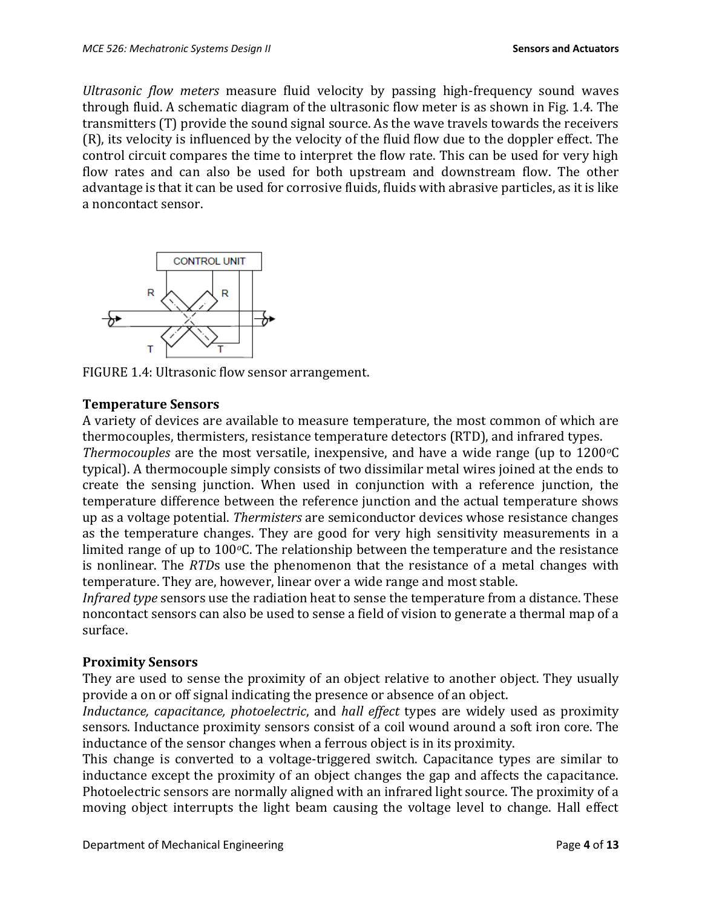*Ultrasonic flow meters* measure fluid velocity by passing high-frequency sound waves through fluid. A schematic diagram of the ultrasonic flow meter is as shown in Fig. 1.4. The transmitters (T) provide the sound signal source. As the wave travels towards the receivers (R), its velocity is influenced by the velocity of the fluid flow due to the doppler effect. The control circuit compares the time to interpret the flow rate. This can be used for very high flow rates and can also be used for both upstream and downstream flow. The other advantage is that it can be used for corrosive fluids, fluids with abrasive particles, as it is like a noncontact sensor.

CONTROL UNIT

R

R

T

T

FIGURE 1.4: Ultrasonic flow sensor arrangement.

### Temperature Sensors

A variety of devices are available to measure temperature, the most common of which are thermocouples, thermisters, resistance temperature detectors (RTD), and infrared types.

*Thermocouples* are the most versatile, inexpensive, and have a wide range (up to 1200$^o$C typical). A thermocouple simply consists of two dissimilar metal wires joined at the ends to create the sensing junction. When used in conjunction with a reference junction, the temperature difference between the reference junction and the actual temperature shows up as a voltage potential. *Thermisters* are semiconductor devices whose resistance changes as the temperature changes. They are good for very high sensitivity measurements in a limited range of up to 100$^o$C. The relationship between the temperature and the resistance is nonlinear. The *RTD*s use the phenomenon that the resistance of a metal changes with temperature. They are, however, linear over a wide range and most stable.

*Infrared type* sensors use the radiation heat to sense the temperature from a distance. These noncontact sensors can also be used to sense a field of vision to generate a thermal map of a surface.

### Proximity Sensors

They are used to sense the proximity of an object relative to another object. They usually provide a on or off signal indicating the presence or absence of an object.

*Inductance, capacitance, photoelectric*, and *hall effect* types are widely used as proximity sensors. Inductance proximity sensors consist of a coil wound around a soft iron core. The inductance of the sensor changes when a ferrous object is in its proximity.

This change is converted to a voltage-triggered switch. Capacitance types are similar to inductance except the proximity of an object changes the gap and affects the capacitance. Photoelectric sensors are normally aligned with an infrared light source. The proximity of a moving object interrupts the light beam causing the voltage level to change. Hall effect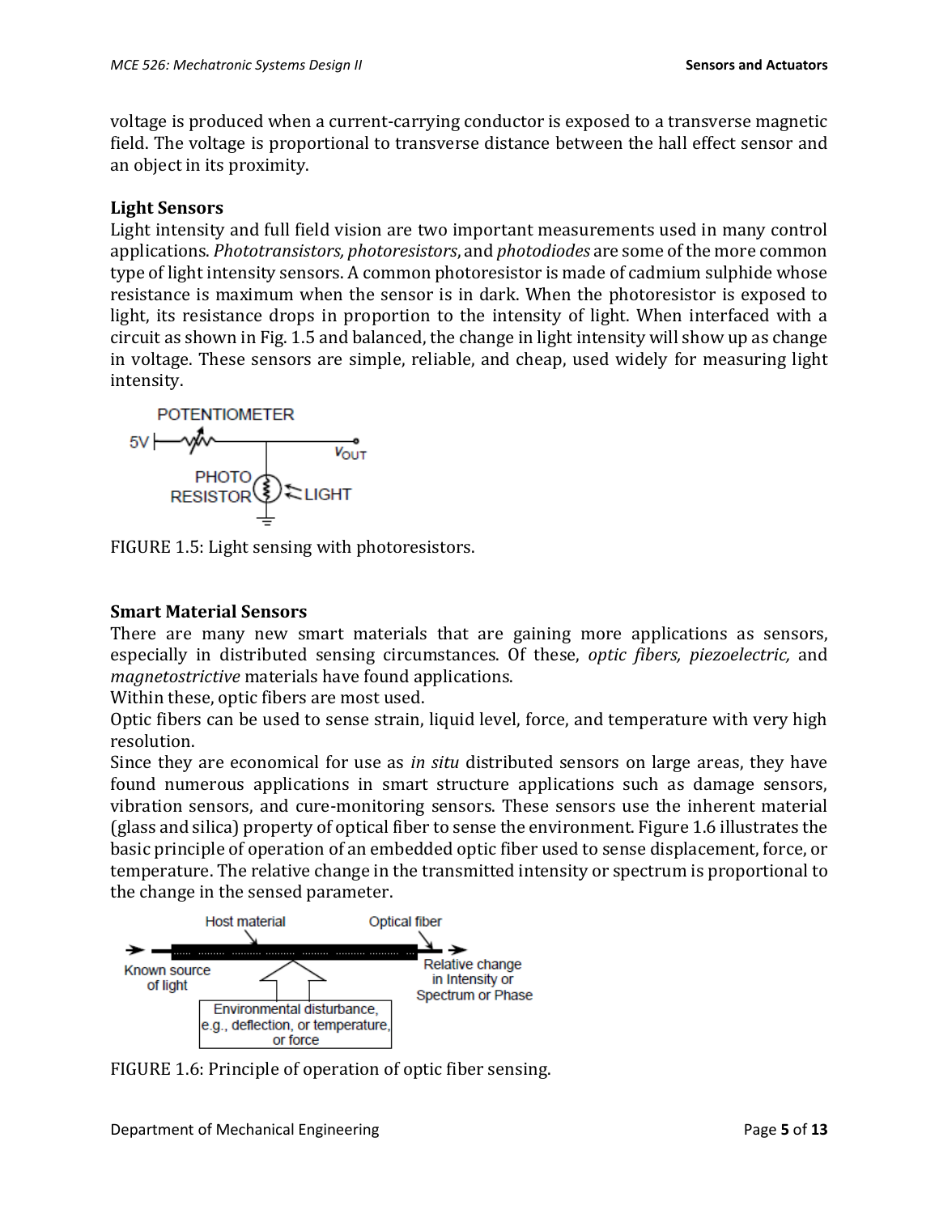voltage is produced when a current-carrying conductor is exposed to a transverse magnetic field. The voltage is proportional to transverse distance between the hall effect sensor and an object in its proximity.

### Light Sensors

Light intensity and full field vision are two important measurements used in many control applications. *Phototransistors, photoresistors*, and *photodiodes* are some of the more common type of light intensity sensors. A common photoresistor is made of cadmium sulphide whose resistance is maximum when the sensor is in dark. When the photoresistor is exposed to light, its resistance drops in proportion to the intensity of light. When interfaced with a circuit as shown in Fig. 1.5 and balanced, the change in light intensity will show up as change in voltage. These sensors are simple, reliable, and cheap, used widely for measuring light intensity.

FIGURE 1.5: Light sensing with photoresistors.

### Smart Material Sensors

There are many new smart materials that are gaining more applications as sensors, especially in distributed sensing circumstances. Of these, *optic fibers, piezoelectric,* and *magnetostrictive* materials have found applications.

Within these, optic fibers are most used.

Optic fibers can be used to sense strain, liquid level, force, and temperature with very high resolution.

Since they are economical for use as *in situ* distributed sensors on large areas, they have found numerous applications in smart structure applications such as damage sensors, vibration sensors, and cure-monitoring sensors. These sensors use the inherent material (glass and silica) property of optical fiber to sense the environment. Figure 1.6 illustrates the basic principle of operation of an embedded optic fiber used to sense displacement, force, or temperature. The relative change in the transmitted intensity or spectrum is proportional to the change in the sensed parameter.

FIGURE 1.6: Principle of operation of optic fiber sensing.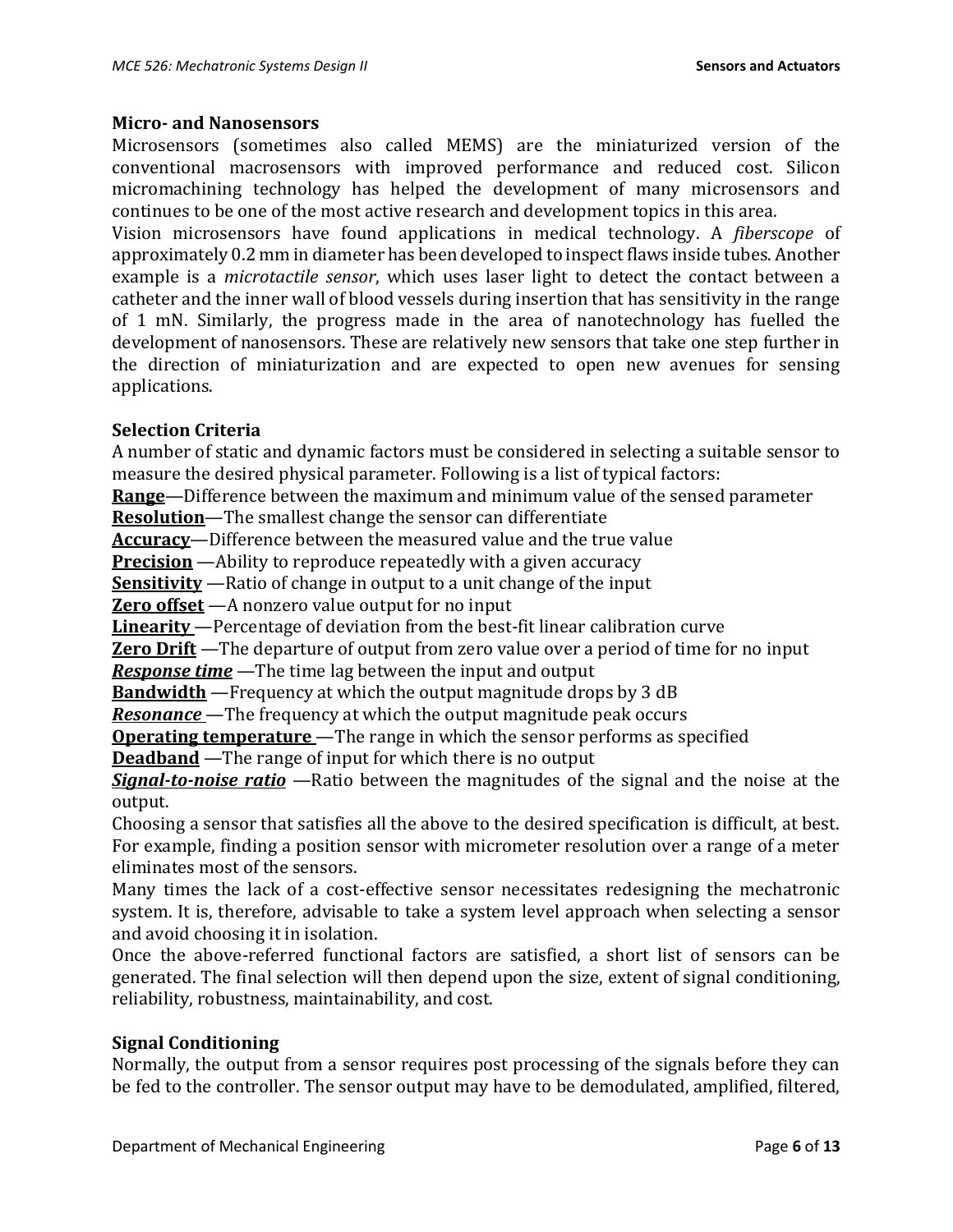### Micro- and Nanosensors

Microsensors (sometimes also called MEMS) are the miniaturized version of the conventional macrosensors with improved performance and reduced cost. Silicon micromachining technology has helped the development of many microsensors and continues to be one of the most active research and development topics in this area.

Vision microsensors have found applications in medical technology. A *fiberscope* of approximately 0.2 mm in diameter has been developed to inspect flaws inside tubes. Another example is a *microtactile sensor*, which uses laser light to detect the contact between a catheter and the inner wall of blood vessels during insertion that has sensitivity in the range of 1 mN. Similarly, the progress made in the area of nanotechnology has fuelled the development of nanosensors. These are relatively new sensors that take one step further in the direction of miniaturization and are expected to open new avenues for sensing applications.

### Selection Criteria

A number of static and dynamic factors must be considered in selecting a suitable sensor to measure the desired physical parameter. Following is a list of typical factors:

**Range**—Difference between the maximum and minimum value of the sensed parameter
**Resolution**—The smallest change the sensor can differentiate
**Accuracy**—Difference between the measured value and the true value
**Precision** —Ability to reproduce repeatedly with a given accuracy
**Sensitivity** —Ratio of change in output to a unit change of the input
**Zero offset** —A nonzero value output for no input
**Linearity** —Percentage of deviation from the best-fit linear calibration curve
**Zero Drift** —The departure of output from zero value over a period of time for no input
***Response time*** —The time lag between the input and output
**Bandwidth** —Frequency at which the output magnitude drops by 3 dB
***Resonance*** —The frequency at which the output magnitude peak occurs
**Operating temperature** —The range in which the sensor performs as specified
**Deadband** —The range of input for which there is no output
***Signal-to-noise ratio*** —Ratio between the magnitudes of the signal and the noise at the output.

Choosing a sensor that satisfies all the above to the desired specification is difficult, at best. For example, finding a position sensor with micrometer resolution over a range of a meter eliminates most of the sensors.

Many times the lack of a cost-effective sensor necessitates redesigning the mechatronic system. It is, therefore, advisable to take a system level approach when selecting a sensor and avoid choosing it in isolation.

Once the above-referred functional factors are satisfied, a short list of sensors can be generated. The final selection will then depend upon the size, extent of signal conditioning, reliability, robustness, maintainability, and cost.

### Signal Conditioning

Normally, the output from a sensor requires post processing of the signals before they can be fed to the controller. The sensor output may have to be demodulated, amplified, filtered,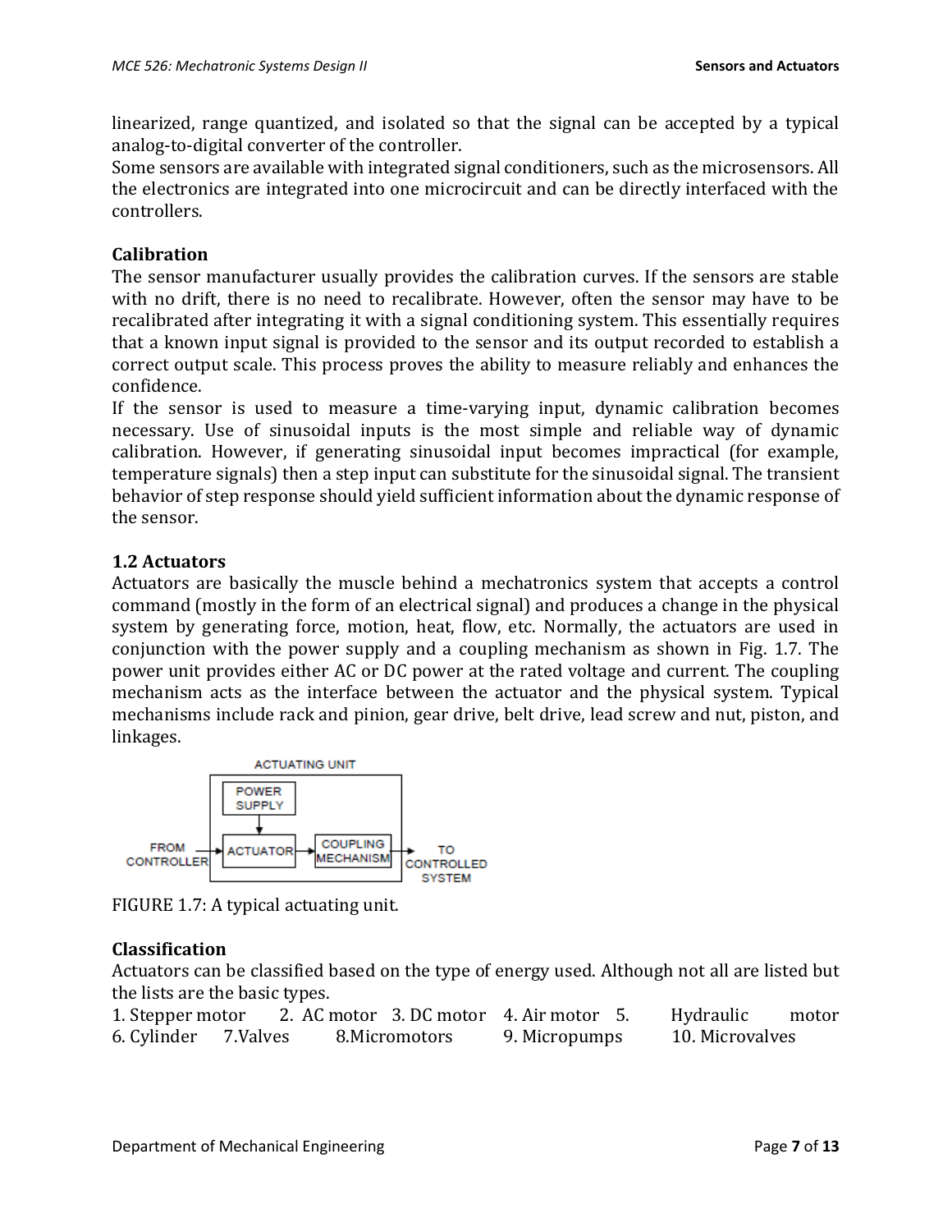linearized, range quantized, and isolated so that the signal can be accepted by a typical analog-to-digital converter of the controller.
Some sensors are available with integrated signal conditioners, such as the microsensors. All the electronics are integrated into one microcircuit and can be directly interfaced with the controllers.

**Calibration**
The sensor manufacturer usually provides the calibration curves. If the sensors are stable with no drift, there is no need to recalibrate. However, often the sensor may have to be recalibrated after integrating it with a signal conditioning system. This essentially requires that a known input signal is provided to the sensor and its output recorded to establish a correct output scale. This process proves the ability to measure reliably and enhances the confidence.
If the sensor is used to measure a time-varying input, dynamic calibration becomes necessary. Use of sinusoidal inputs is the most simple and reliable way of dynamic calibration. However, if generating sinusoidal input becomes impractical (for example, temperature signals) then a step input can substitute for the sinusoidal signal. The transient behavior of step response should yield sufficient information about the dynamic response of the sensor.

### 1.2 Actuators

Actuators are basically the muscle behind a mechatronics system that accepts a control command (mostly in the form of an electrical signal) and produces a change in the physical system by generating force, motion, heat, flow, etc. Normally, the actuators are used in conjunction with the power supply and a coupling mechanism as shown in Fig. 1.7. The power unit provides either AC or DC power at the rated voltage and current. The coupling mechanism acts as the interface between the actuator and the physical system. Typical mechanisms include rack and pinion, gear drive, belt drive, lead screw and nut, piston, and linkages.

ACTUATING UNIT: FROM CONTROLLER → [POWER SUPPLY ↓ ACTUATOR] → COUPLING MECHANISM → TO CONTROLLED SYSTEM

FIGURE 1.7: A typical actuating unit.

**Classification**
Actuators can be classified based on the type of energy used. Although not all are listed but the lists are the basic types.
1. Stepper motor 2. AC motor 3. DC motor 4. Air motor 5. Hydraulic motor
6. Cylinder 7.Valves 8.Micromotors 9. Micropumps 10. Microvalves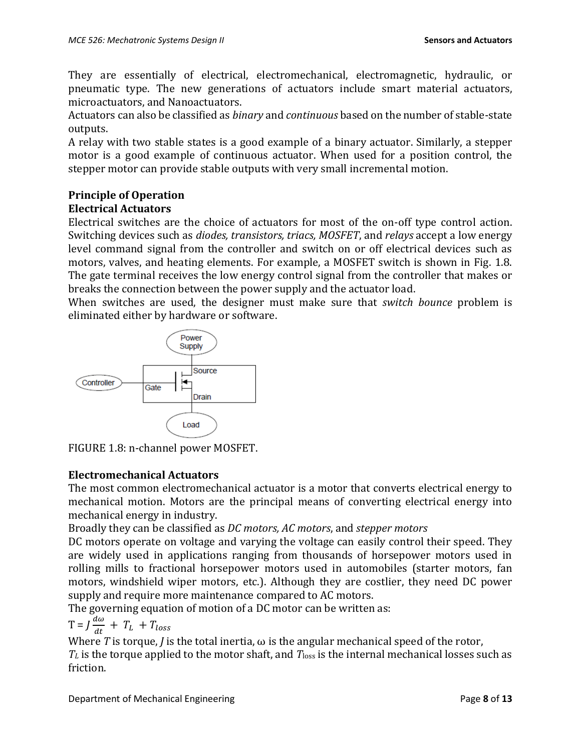They are essentially of electrical, electromechanical, electromagnetic, hydraulic, or pneumatic type. The new generations of actuators include smart material actuators, microactuators, and Nanoactuators.

Actuators can also be classified as *binary* and *continuous* based on the number of stable-state outputs.

A relay with two stable states is a good example of a binary actuator. Similarly, a stepper motor is a good example of continuous actuator. When used for a position control, the stepper motor can provide stable outputs with very small incremental motion.

## Principle of Operation

### Electrical Actuators

Electrical switches are the choice of actuators for most of the on-off type control action. Switching devices such as *diodes, transistors, triacs, MOSFET*, and *relays* accept a low energy level command signal from the controller and switch on or off electrical devices such as motors, valves, and heating elements. For example, a MOSFET switch is shown in Fig. 1.8. The gate terminal receives the low energy control signal from the controller that makes or breaks the connection between the power supply and the actuator load.

When switches are used, the designer must make sure that *switch bounce* problem is eliminated either by hardware or software.

Power Supply

Source

Controller

Gate

Drain

Load

FIGURE 1.8: n-channel power MOSFET.

### Electromechanical Actuators

The most common electromechanical actuator is a motor that converts electrical energy to mechanical motion. Motors are the principal means of converting electrical energy into mechanical energy in industry.

Broadly they can be classified as *DC motors, AC motors*, and *stepper motors*

DC motors operate on voltage and varying the voltage can easily control their speed. They are widely used in applications ranging from thousands of horsepower motors used in rolling mills to fractional horsepower motors used in automobiles (starter motors, fan motors, windshield wiper motors, etc.). Although they are costlier, they need DC power supply and require more maintenance compared to AC motors.

The governing equation of motion of a DC motor can be written as:

$$T = J\frac{d\omega}{dt} + T_L + T_{loss}$$

Where $T$ is torque, $J$ is the total inertia, $\omega$ is the angular mechanical speed of the rotor, $T_L$ is the torque applied to the motor shaft, and $T_{loss}$ is the internal mechanical losses such as friction.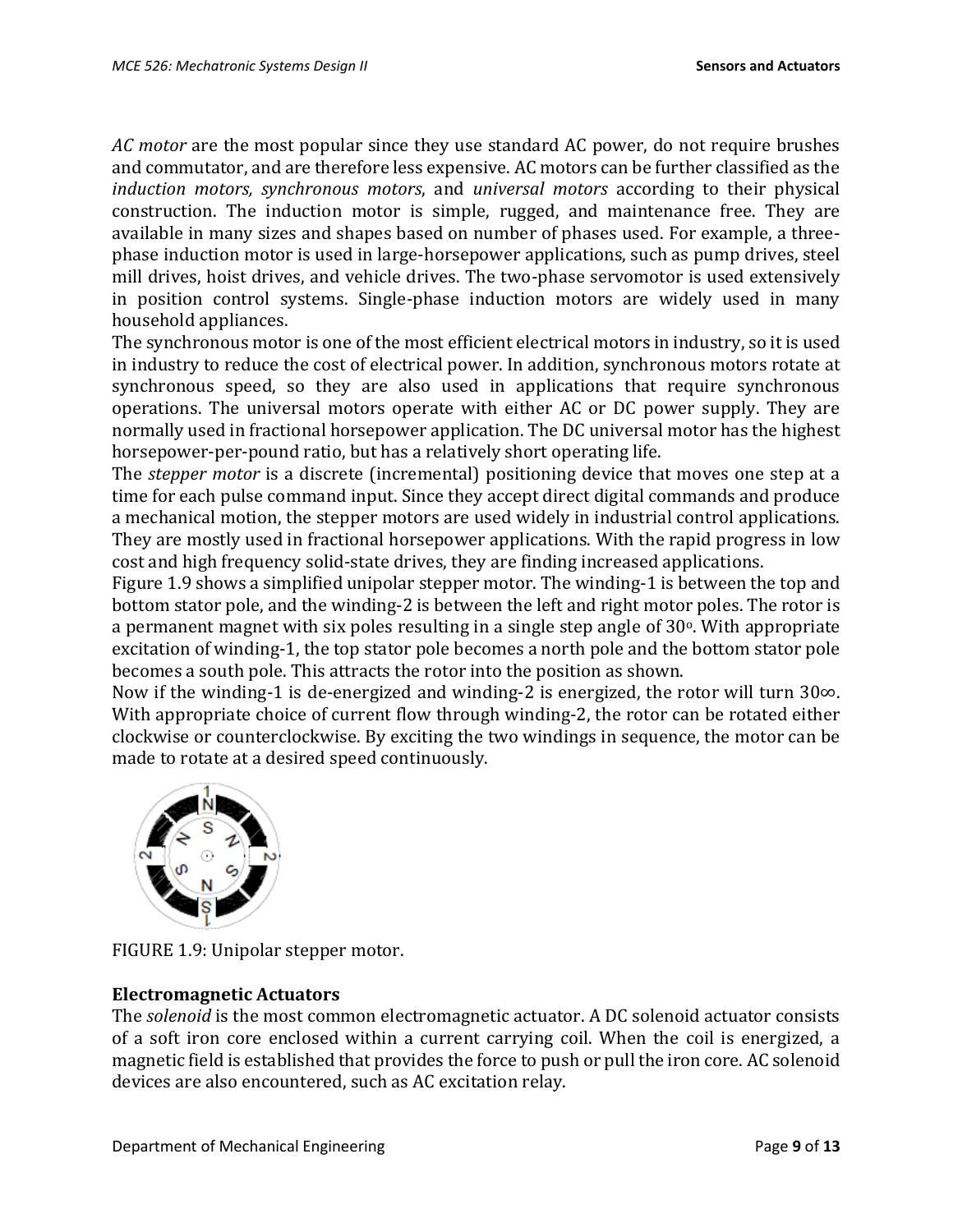*AC motor* are the most popular since they use standard AC power, do not require brushes and commutator, and are therefore less expensive. AC motors can be further classified as the *induction motors, synchronous motors*, and *universal motors* according to their physical construction. The induction motor is simple, rugged, and maintenance free. They are available in many sizes and shapes based on number of phases used. For example, a three-phase induction motor is used in large-horsepower applications, such as pump drives, steel mill drives, hoist drives, and vehicle drives. The two-phase servomotor is used extensively in position control systems. Single-phase induction motors are widely used in many household appliances.

The synchronous motor is one of the most efficient electrical motors in industry, so it is used in industry to reduce the cost of electrical power. In addition, synchronous motors rotate at synchronous speed, so they are also used in applications that require synchronous operations. The universal motors operate with either AC or DC power supply. They are normally used in fractional horsepower application. The DC universal motor has the highest horsepower-per-pound ratio, but has a relatively short operating life.

The *stepper motor* is a discrete (incremental) positioning device that moves one step at a time for each pulse command input. Since they accept direct digital commands and produce a mechanical motion, the stepper motors are used widely in industrial control applications. They are mostly used in fractional horsepower applications. With the rapid progress in low cost and high frequency solid-state drives, they are finding increased applications.

Figure 1.9 shows a simplified unipolar stepper motor. The winding-1 is between the top and bottom stator pole, and the winding-2 is between the left and right motor poles. The rotor is a permanent magnet with six poles resulting in a single step angle of $30^{o}$. With appropriate excitation of winding-1, the top stator pole becomes a north pole and the bottom stator pole becomes a south pole. This attracts the rotor into the position as shown.

Now if the winding-1 is de-energized and winding-2 is energized, the rotor will turn 30∞. With appropriate choice of current flow through winding-2, the rotor can be rotated either clockwise or counterclockwise. By exciting the two windings in sequence, the motor can be made to rotate at a desired speed continuously.

FIGURE 1.9: Unipolar stepper motor.

### Electromagnetic Actuators

The *solenoid* is the most common electromagnetic actuator. A DC solenoid actuator consists of a soft iron core enclosed within a current carrying coil. When the coil is energized, a magnetic field is established that provides the force to push or pull the iron core. AC solenoid devices are also encountered, such as AC excitation relay.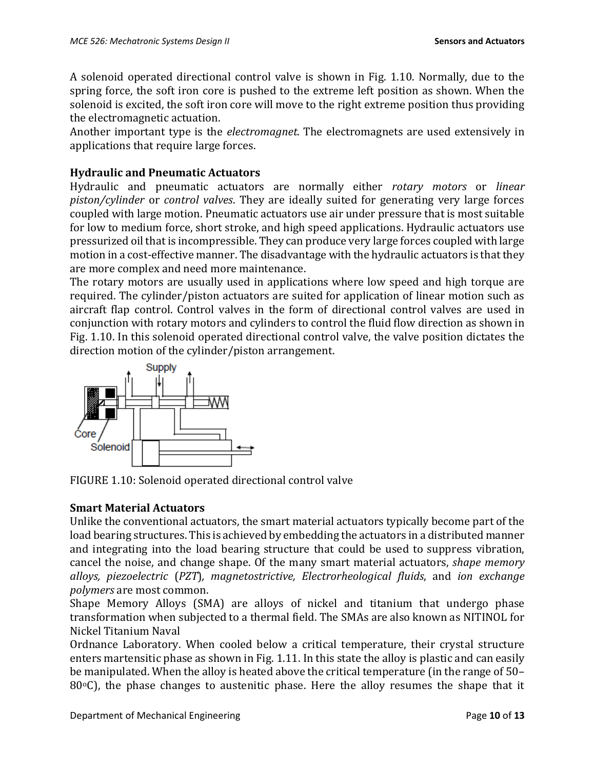A solenoid operated directional control valve is shown in Fig. 1.10. Normally, due to the spring force, the soft iron core is pushed to the extreme left position as shown. When the solenoid is excited, the soft iron core will move to the right extreme position thus providing the electromagnetic actuation.
Another important type is the *electromagnet*. The electromagnets are used extensively in applications that require large forces.

### Hydraulic and Pneumatic Actuators

Hydraulic and pneumatic actuators are normally either *rotary motors* or *linear piston/cylinder* or *control valves*. They are ideally suited for generating very large forces coupled with large motion. Pneumatic actuators use air under pressure that is most suitable for low to medium force, short stroke, and high speed applications. Hydraulic actuators use pressurized oil that is incompressible. They can produce very large forces coupled with large motion in a cost-effective manner. The disadvantage with the hydraulic actuators is that they are more complex and need more maintenance.
The rotary motors are usually used in applications where low speed and high torque are required. The cylinder/piston actuators are suited for application of linear motion such as aircraft flap control. Control valves in the form of directional control valves are used in conjunction with rotary motors and cylinders to control the fluid flow direction as shown in Fig. 1.10. In this solenoid operated directional control valve, the valve position dictates the direction motion of the cylinder/piston arrangement.

Supply

Core

Solenoid

FIGURE 1.10: Solenoid operated directional control valve

### Smart Material Actuators

Unlike the conventional actuators, the smart material actuators typically become part of the load bearing structures. This is achieved by embedding the actuators in a distributed manner and integrating into the load bearing structure that could be used to suppress vibration, cancel the noise, and change shape. Of the many smart material actuators, *shape memory alloys, piezoelectric* (*PZT*)*, magnetostrictive, Electrorheological fluids*, and *ion exchange polymers* are most common.
Shape Memory Alloys (SMA) are alloys of nickel and titanium that undergo phase transformation when subjected to a thermal field. The SMAs are also known as NITINOL for Nickel Titanium Naval
Ordnance Laboratory. When cooled below a critical temperature, their crystal structure enters martensitic phase as shown in Fig. 1.11. In this state the alloy is plastic and can easily be manipulated. When the alloy is heated above the critical temperature (in the range of 50–80$^{o}$C), the phase changes to austenitic phase. Here the alloy resumes the shape that it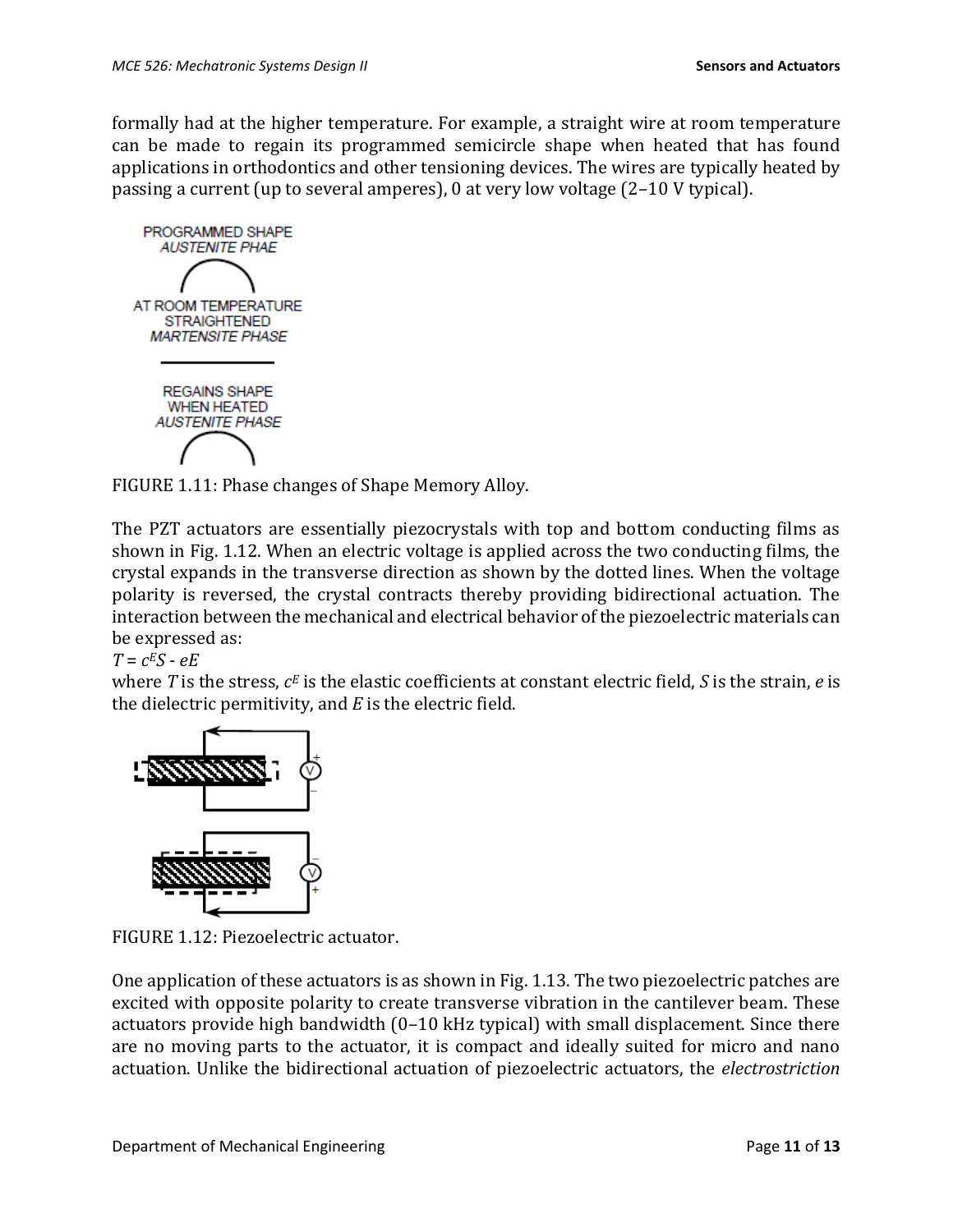formally had at the higher temperature. For example, a straight wire at room temperature can be made to regain its programmed semicircle shape when heated that has found applications in orthodontics and other tensioning devices. The wires are typically heated by passing a current (up to several amperes), 0 at very low voltage (2–10 V typical).

FIGURE 1.11: Phase changes of Shape Memory Alloy.

The PZT actuators are essentially piezocrystals with top and bottom conducting films as shown in Fig. 1.12. When an electric voltage is applied across the two conducting films, the crystal expands in the transverse direction as shown by the dotted lines. When the voltage polarity is reversed, the crystal contracts thereby providing bidirectional actuation. The interaction between the mechanical and electrical behavior of the piezoelectric materials can be expressed as:

$T = c^E S - eE$

where $T$ is the stress, $c^E$ is the elastic coefficients at constant electric field, $S$ is the strain, $e$ is the dielectric permitivity, and $E$ is the electric field.

FIGURE 1.12: Piezoelectric actuator.

One application of these actuators is as shown in Fig. 1.13. The two piezoelectric patches are excited with opposite polarity to create transverse vibration in the cantilever beam. These actuators provide high bandwidth (0–10 kHz typical) with small displacement. Since there are no moving parts to the actuator, it is compact and ideally suited for micro and nano actuation. Unlike the bidirectional actuation of piezoelectric actuators, the *electrostriction*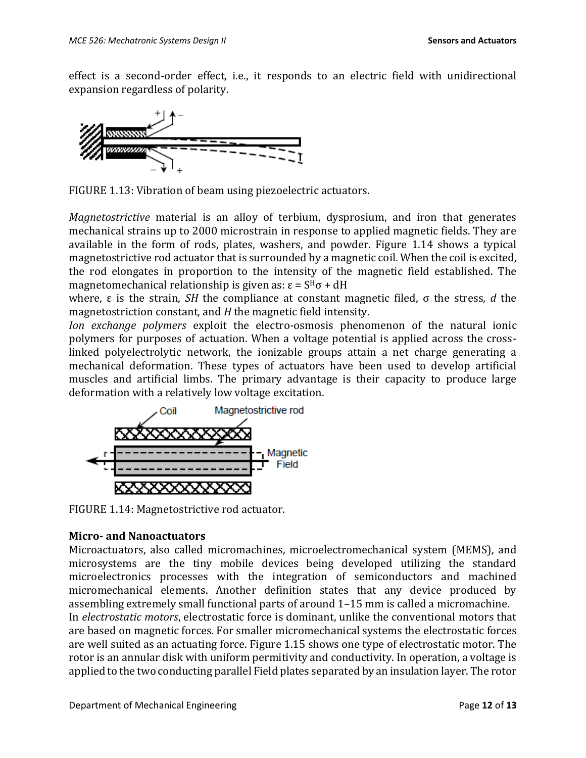effect is a second-order effect, i.e., it responds to an electric field with unidirectional expansion regardless of polarity.

FIGURE 1.13: Vibration of beam using piezoelectric actuators.

*Magnetostrictive* material is an alloy of terbium, dysprosium, and iron that generates mechanical strains up to 2000 microstrain in response to applied magnetic fields. They are available in the form of rods, plates, washers, and powder. Figure 1.14 shows a typical magnetostrictive rod actuator that is surrounded by a magnetic coil. When the coil is excited, the rod elongates in proportion to the intensity of the magnetic field established. The magnetomechanical relationship is given as: $\varepsilon = S^{H}\sigma + dH$

where, $\varepsilon$ is the strain, *SH* the compliance at constant magnetic filed, $\sigma$ the stress, $d$ the magnetostriction constant, and $H$ the magnetic field intensity.

*Ion exchange polymers* exploit the electro-osmosis phenomenon of the natural ionic polymers for purposes of actuation. When a voltage potential is applied across the cross-linked polyelectrolytic network, the ionizable groups attain a net charge generating a mechanical deformation. These types of actuators have been used to develop artificial muscles and artificial limbs. The primary advantage is their capacity to produce large deformation with a relatively low voltage excitation.

FIGURE 1.14: Magnetostrictive rod actuator.

**Micro- and Nanoactuators**

Microactuators, also called micromachines, microelectromechanical system (MEMS), and microsystems are the tiny mobile devices being developed utilizing the standard microelectronics processes with the integration of semiconductors and machined micromechanical elements. Another definition states that any device produced by assembling extremely small functional parts of around 1–15 mm is called a micromachine.

In *electrostatic motors*, electrostatic force is dominant, unlike the conventional motors that are based on magnetic forces. For smaller micromechanical systems the electrostatic forces are well suited as an actuating force. Figure 1.15 shows one type of electrostatic motor. The rotor is an annular disk with uniform permitivity and conductivity. In operation, a voltage is applied to the two conducting parallel Field plates separated by an insulation layer. The rotor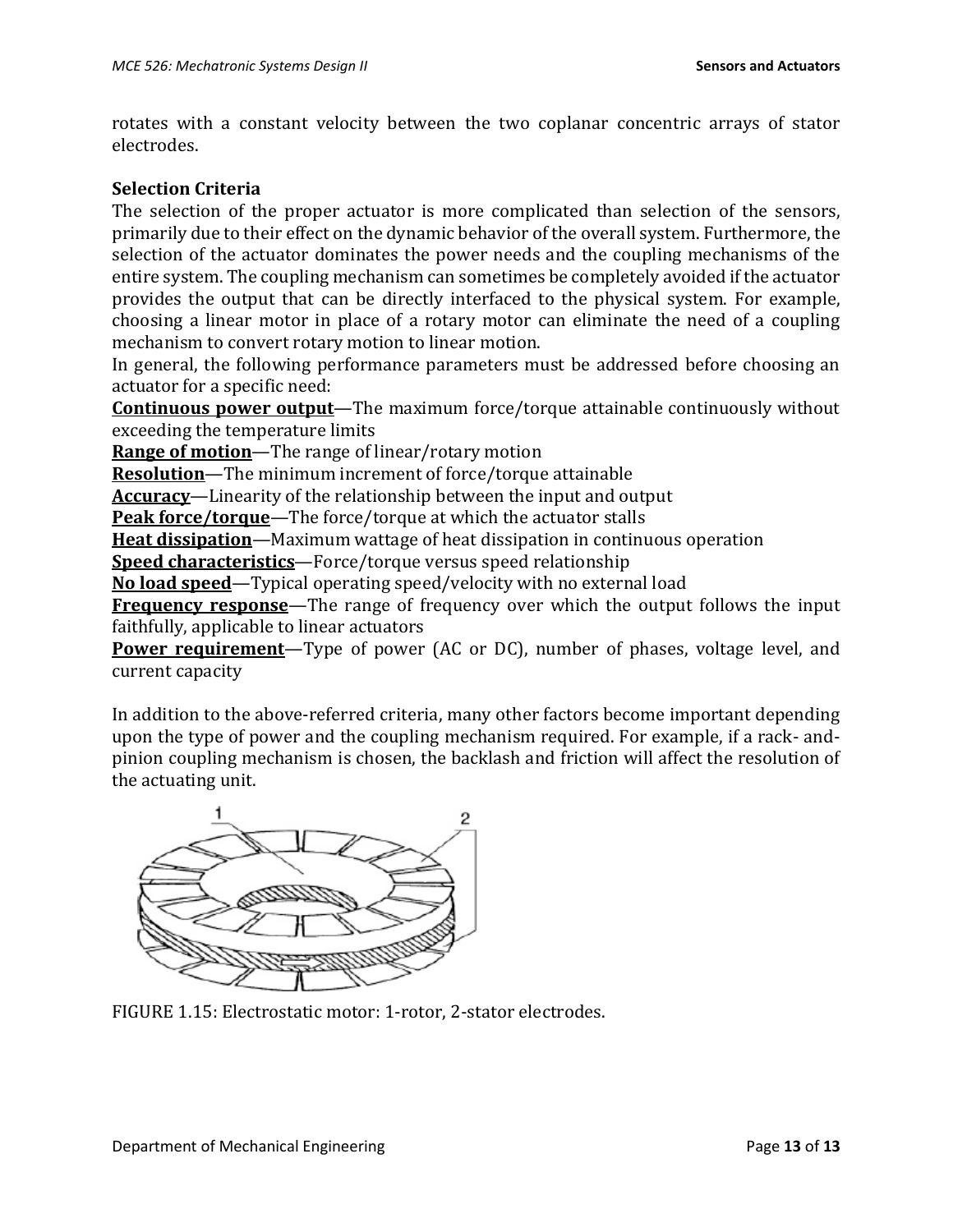rotates with a constant velocity between the two coplanar concentric arrays of stator electrodes.

**Selection Criteria**

The selection of the proper actuator is more complicated than selection of the sensors, primarily due to their effect on the dynamic behavior of the overall system. Furthermore, the selection of the actuator dominates the power needs and the coupling mechanisms of the entire system. The coupling mechanism can sometimes be completely avoided if the actuator provides the output that can be directly interfaced to the physical system. For example, choosing a linear motor in place of a rotary motor can eliminate the need of a coupling mechanism to convert rotary motion to linear motion.

In general, the following performance parameters must be addressed before choosing an actuator for a specific need:

**Continuous power output**—The maximum force/torque attainable continuously without exceeding the temperature limits

**Range of motion**—The range of linear/rotary motion

**Resolution**—The minimum increment of force/torque attainable

**Accuracy**—Linearity of the relationship between the input and output

**Peak force/torque**—The force/torque at which the actuator stalls

**Heat dissipation**—Maximum wattage of heat dissipation in continuous operation

**Speed characteristics**—Force/torque versus speed relationship

**No load speed**—Typical operating speed/velocity with no external load

**Frequency response**—The range of frequency over which the output follows the input faithfully, applicable to linear actuators

**Power requirement**—Type of power (AC or DC), number of phases, voltage level, and current capacity

In addition to the above-referred criteria, many other factors become important depending upon the type of power and the coupling mechanism required. For example, if a rack- and-pinion coupling mechanism is chosen, the backlash and friction will affect the resolution of the actuating unit.

FIGURE 1.15: Electrostatic motor: 1-rotor, 2-stator electrodes.